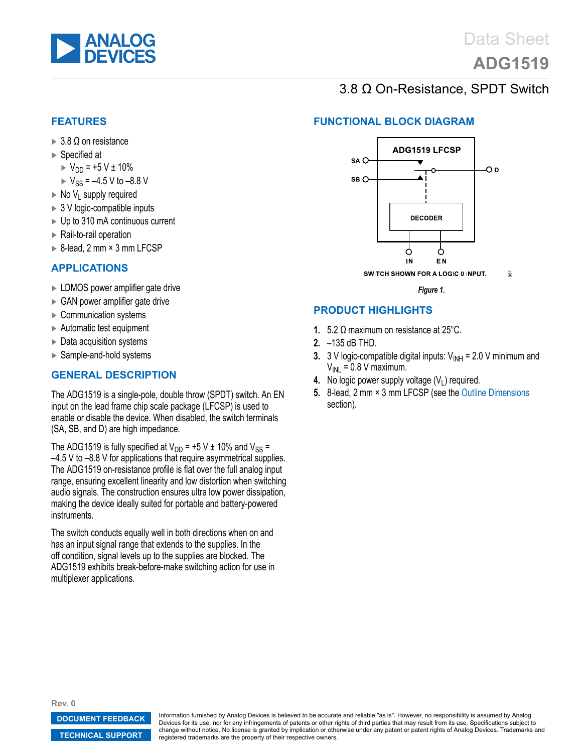# ADG1519

## 3.8 Ω On-Resistance, SPDT Switch

## FEATURES

- 3.8 Ω on resistance
- Specified at
  - $V_{DD}$ = +5 V ± 10%
  - $V_{SS}$ = –4.5 V to –8.8 V
- No $V_L$ supply required
- 3 V logic-compatible inputs
- Up to 310 mA continuous current
- Rail-to-rail operation
- 8-lead, 2 mm × 3 mm LFCSP

## APPLICATIONS

- LDMOS power amplifier gate drive
- GAN power amplifier gate drive
- Communication systems
- Automatic test equipment
- Data acquisition systems
- Sample-and-hold systems

## GENERAL DESCRIPTION

The ADG1519 is a single-pole, double throw (SPDT) switch. An EN input on the lead frame chip scale package (LFCSP) is used to enable or disable the device. When disabled, the switch terminals (SA, SB, and D) are high impedance.

The ADG1519 is fully specified at $V_{DD}$ = +5 V ± 10% and $V_{SS}$ = –4.5 V to –8.8 V for applications that require asymmetrical supplies. The ADG1519 on-resistance profile is flat over the full analog input range, ensuring excellent linearity and low distortion when switching audio signals. The construction ensures ultra low power dissipation, making the device ideally suited for portable and battery-powered instruments.

The switch conducts equally well in both directions when on and has an input signal range that extends to the supplies. In the off condition, signal levels up to the supplies are blocked. The ADG1519 exhibits break-before-make switching action for use in multiplexer applications.

## FUNCTIONAL BLOCK DIAGRAM

ADG1519 LFCSP

SA, SB, D, DECODER, IN, EN

SWITCH SHOWN FOR A LOGIC 0 INPUT.

*Figure 1.*

## PRODUCT HIGHLIGHTS

1. 5.2 Ω maximum on resistance at 25°C.
2. –135 dB THD.
3. 3 V logic-compatible digital inputs: $V_{INH}$ = 2.0 V minimum and $V_{INL}$ = 0.8 V maximum.
4. No logic power supply voltage ($V_L$) required.
5. 8-lead, 2 mm × 3 mm LFCSP (see the Outline Dimensions section).

Rev. 0

Information furnished by Analog Devices is believed to be accurate and reliable "as is". However, no responsibility is assumed by Analog Devices for its use, nor for any infringements of patents or other rights of third parties that may result from its use. Specifications subject to change without notice. No license is granted by implication or otherwise under any patent or patent rights of Analog Devices. Trademarks and registered trademarks are the property of their respective owners.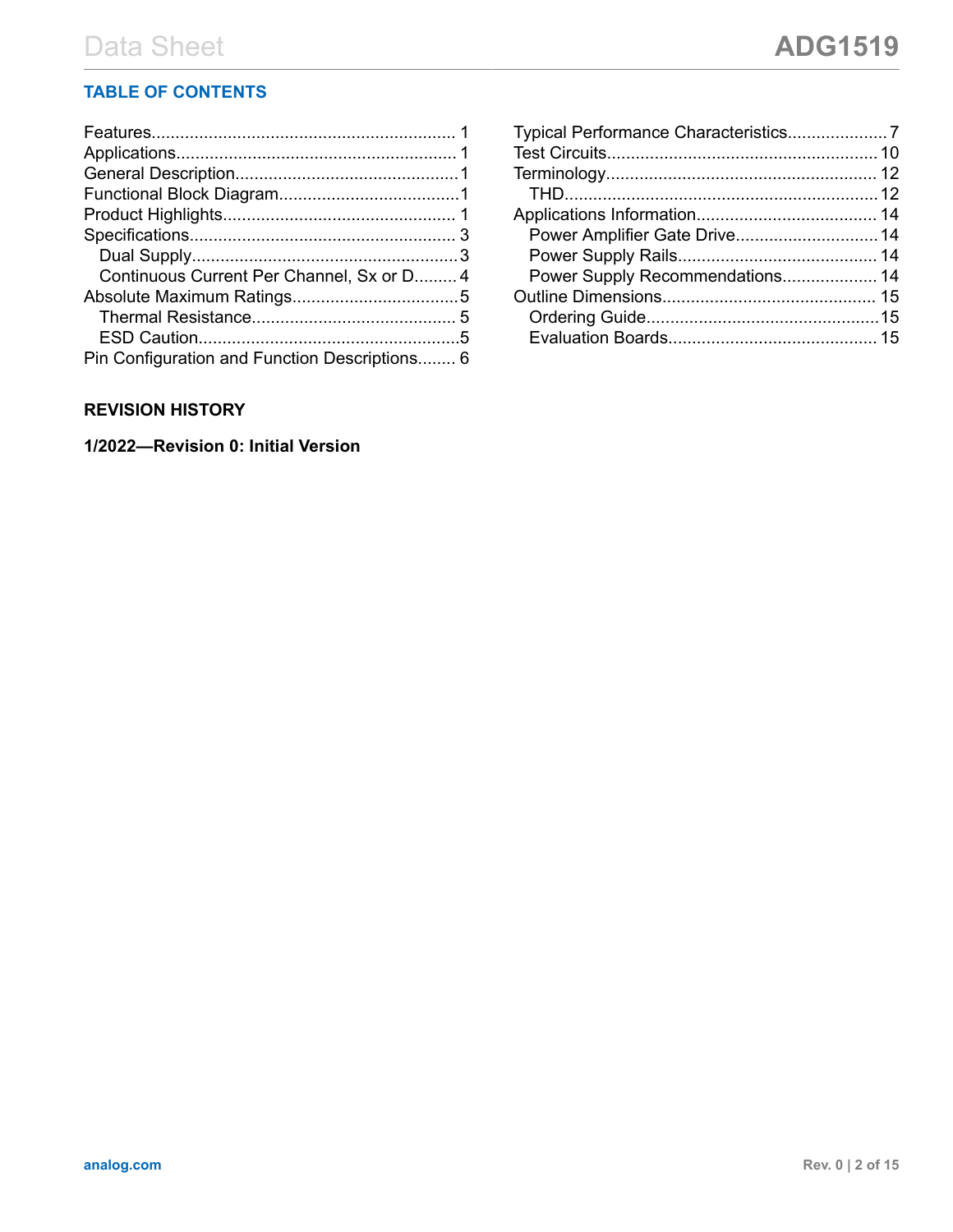## TABLE OF CONTENTS

Features........................................................ 1
Applications.................................................. 1
General Description........................................ 1
Functional Block Diagram............................... 1
Product Highlights.......................................... 1
Specifications................................................ 3
  Dual Supply................................................. 3
  Continuous Current Per Channel, Sx or D......... 4
Absolute Maximum Ratings............................. 5
  Thermal Resistance...................................... 5
  ESD Caution................................................ 5
Pin Configuration and Function Descriptions........ 6
Typical Performance Characteristics.................... 7
Test Circuits.................................................. 10
Terminology.................................................. 12
  THD........................................................... 12
Applications Information................................ 14
  Power Amplifier Gate Drive.......................... 14
  Power Supply Rails...................................... 14
  Power Supply Recommendations.................... 14
Outline Dimensions........................................ 15
  Ordering Guide........................................... 15
  Evaluation Boards....................................... 15

## REVISION HISTORY

**1/2022—Revision 0: Initial Version**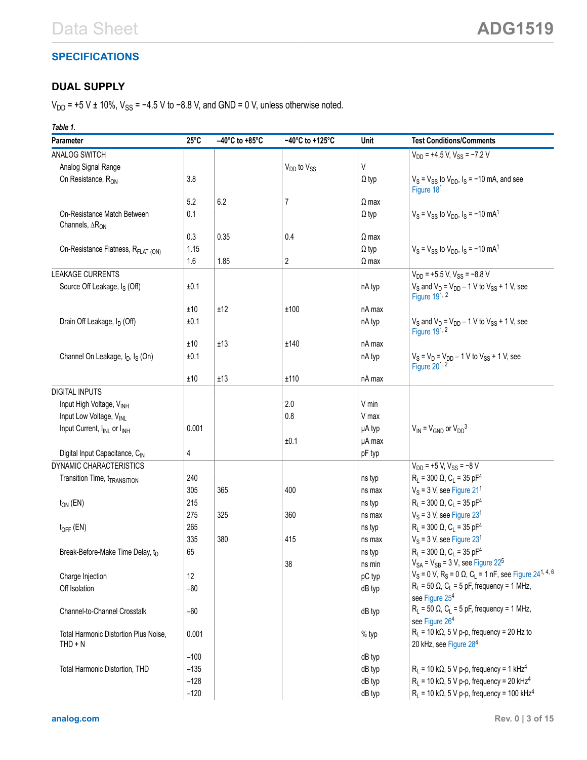## SPECIFICATIONS

### DUAL SUPPLY

$V_{DD}$ = +5 V ± 10%, $V_{SS}$ = −4.5 V to −8.8 V, and GND = 0 V, unless otherwise noted.

*Table 1.*

| Parameter | 25°C | −40°C to +85°C | −40°C to +125°C | Unit | Test Conditions/Comments |
|---|---|---|---|---|---|
| ANALOG SWITCH | | | | | $V_{DD}$ = +4.5 V, $V_{SS}$ = −7.2 V |
| Analog Signal Range | | | $V_{DD}$ to $V_{SS}$ | V | |
| On Resistance, $R_{ON}$ | 3.8 | | | Ω typ | $V_S$ = $V_{SS}$ to $V_{DD}$, $I_S$ = −10 mA, and see Figure 18[1] |
| | 5.2 | 6.2 | 7 | Ω max | |
| On-Resistance Match Between Channels, $\Delta R_{ON}$ | 0.1 | | | Ω typ | $V_S$ = $V_{SS}$ to $V_{DD}$, $I_S$ = −10 mA[1] |
| | 0.3 | 0.35 | 0.4 | Ω max | |
| On-Resistance Flatness, $R_{FLAT\ (ON)}$ | 1.15 | | | Ω typ | $V_S$ = $V_{SS}$ to $V_{DD}$, $I_S$ = −10 mA[1] |
| | 1.6 | 1.85 | 2 | Ω max | |
| LEAKAGE CURRENTS | | | | | $V_{DD}$ = +5.5 V, $V_{SS}$ = −8.8 V |
| Source Off Leakage, $I_S$ (Off) | ±0.1 | | | nA typ | $V_S$ and $V_D$ = $V_{DD}$ − 1 V to $V_{SS}$ + 1 V, see Figure 19[1, 2] |
| | ±10 | ±12 | ±100 | nA max | |
| Drain Off Leakage, $I_D$ (Off) | ±0.1 | | | nA typ | $V_S$ and $V_D$ = $V_{DD}$ − 1 V to $V_{SS}$ + 1 V, see Figure 19[1, 2] |
| | ±10 | ±13 | ±140 | nA max | |
| Channel On Leakage, $I_D$, $I_S$ (On) | ±0.1 | | | nA typ | $V_S$ = $V_D$ = $V_{DD}$ − 1 V to $V_{SS}$ + 1 V, see Figure 20[1, 2] |
| | ±10 | ±13 | ±110 | nA max | |
| DIGITAL INPUTS | | | | | |
| Input High Voltage, $V_{INH}$ | | | 2.0 | V min | |
| Input Low Voltage, $V_{INL}$ | | | 0.8 | V max | |
| Input Current, $I_{INL}$ or $I_{INH}$ | 0.001 | | | µA typ | $V_{IN}$ = $V_{GND}$ or $V_{DD}$[3] |
| | | | ±0.1 | µA max | |
| Digital Input Capacitance, $C_{IN}$ | 4 | | | pF typ | |
| DYNAMIC CHARACTERISTICS | | | | | $V_{DD}$ = +5 V, $V_{SS}$ = −8 V |
| Transition Time, $t_{TRANSITION}$ | 240 | | | ns typ | $R_L$ = 300 Ω, $C_L$ = 35 pF[4] |
| | 305 | 365 | 400 | ns max | $V_S$ = 3 V, see Figure 21[1] |
| $t_{ON}$ (EN) | 215 | | | ns typ | $R_L$ = 300 Ω, $C_L$ = 35 pF[4] |
| | 275 | 325 | 360 | ns max | $V_S$ = 3 V, see Figure 23[1] |
| $t_{OFF}$ (EN) | 265 | | | ns typ | $R_L$ = 300 Ω, $C_L$ = 35 pF[4] |
| | 335 | 380 | 415 | ns max | $V_S$ = 3 V, see Figure 23[1] |
| Break-Before-Make Time Delay, $t_D$ | 65 | | | ns typ | $R_L$ = 300 Ω, $C_L$ = 35 pF[4] |
| | | | 38 | ns min | $V_{SA}$ = $V_{SB}$ = 3 V, see Figure 22[5] |
| Charge Injection | 12 | | | pC typ | $V_S$ = 0 V, $R_S$ = 0 Ω, $C_L$ = 1 nF, see Figure 24[1, 4, 6] |
| Off Isolation | −60 | | | dB typ | $R_L$ = 50 Ω, $C_L$ = 5 pF, frequency = 1 MHz, see Figure 25[4] |
| Channel-to-Channel Crosstalk | −60 | | | dB typ | $R_L$ = 50 Ω, $C_L$ = 5 pF, frequency = 1 MHz, see Figure 26[4] |
| Total Harmonic Distortion Plus Noise, THD + N | 0.001 | | | % typ | $R_L$ = 10 kΩ, 5 V p-p, frequency = 20 Hz to 20 kHz, see Figure 28[4] |
| | −100 | | | dB typ | |
| Total Harmonic Distortion, THD | −135 | | | dB typ | $R_L$ = 10 kΩ, 5 V p-p, frequency = 1 kHz[4] |
| | −128 | | | dB typ | $R_L$ = 10 kΩ, 5 V p-p, frequency = 20 kHz[4] |
| | −120 | | | dB typ | $R_L$ = 10 kΩ, 5 V p-p, frequency = 100 kHz[4] |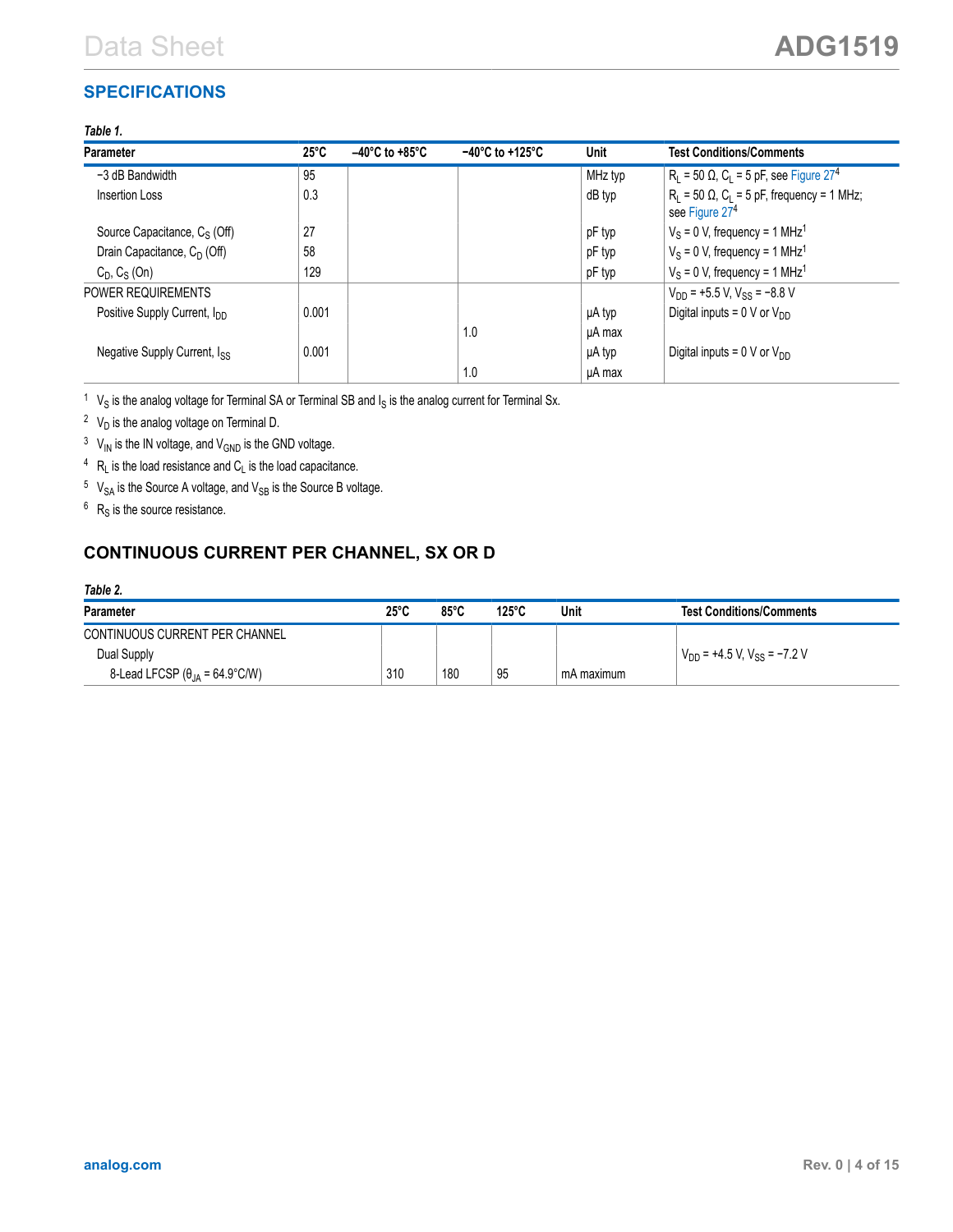## SPECIFICATIONS

*Table 1.*

| Parameter | 25°C | −40°C to +85°C | −40°C to +125°C | Unit | Test Conditions/Comments |
|---|---|---|---|---|---|
| −3 dB Bandwidth | 95 | | | MHz typ | $R_L$ = 50 Ω, $C_L$ = 5 pF, see Figure 27[4] |
| Insertion Loss | 0.3 | | | dB typ | $R_L$ = 50 Ω, $C_L$ = 5 pF, frequency = 1 MHz; see Figure 27[4] |
| Source Capacitance, $C_S$ (Off) | 27 | | | pF typ | $V_S$ = 0 V, frequency = 1 MHz[1] |
| Drain Capacitance, $C_D$ (Off) | 58 | | | pF typ | $V_S$ = 0 V, frequency = 1 MHz[1] |
| $C_D$, $C_S$ (On) | 129 | | | pF typ | $V_S$ = 0 V, frequency = 1 MHz[1] |
| POWER REQUIREMENTS | | | | | $V_{DD}$ = +5.5 V, $V_{SS}$ = −8.8 V |
| Positive Supply Current, $I_{DD}$ | 0.001 | | | µA typ | Digital inputs = 0 V or $V_{DD}$ |
| | | | 1.0 | µA max | |
| Negative Supply Current, $I_{SS}$ | 0.001 | | | µA typ | Digital inputs = 0 V or $V_{DD}$ |
| | | | 1.0 | µA max | |

[1] $V_S$ is the analog voltage for Terminal SA or Terminal SB and $I_S$ is the analog current for Terminal Sx.

[2] $V_D$ is the analog voltage on Terminal D.

[3] $V_{IN}$ is the IN voltage, and $V_{GND}$ is the GND voltage.

[4] $R_L$ is the load resistance and $C_L$ is the load capacitance.

[5] $V_{SA}$ is the Source A voltage, and $V_{SB}$ is the Source B voltage.

[6] $R_S$ is the source resistance.

## CONTINUOUS CURRENT PER CHANNEL, SX OR D

*Table 2.*

| Parameter | 25°C | 85°C | 125°C | Unit | Test Conditions/Comments |
|---|---|---|---|---|---|
| CONTINUOUS CURRENT PER CHANNEL | | | | | |
| Dual Supply | | | | | $V_{DD}$ = +4.5 V, $V_{SS}$ = −7.2 V |
| 8-Lead LFCSP ($\theta_{JA}$ = 64.9°C/W) | 310 | 180 | 95 | mA maximum | |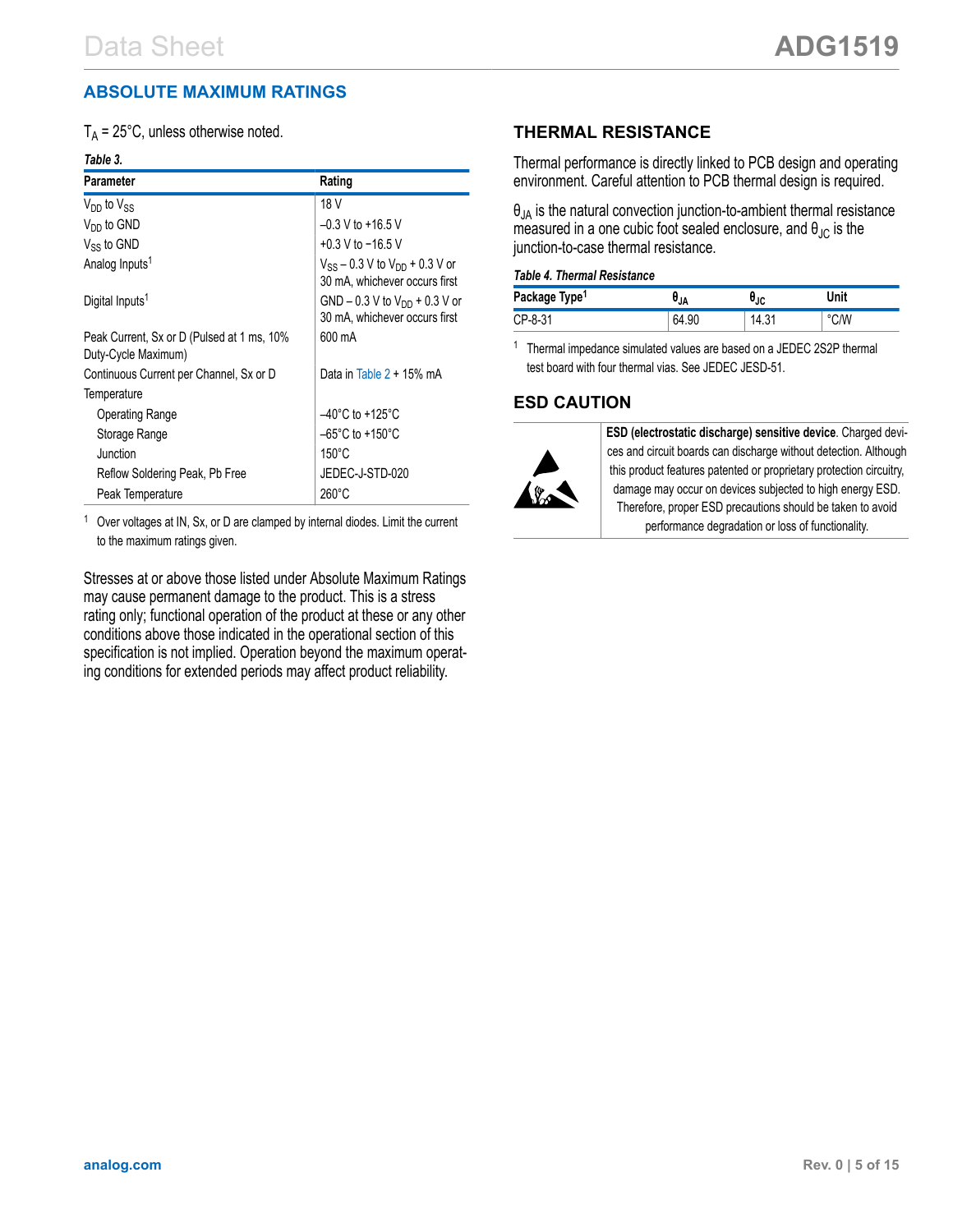## ABSOLUTE MAXIMUM RATINGS

$T_A$ = 25°C, unless otherwise noted.

*Table 3.*

| Parameter | Rating |
|---|---|
| $V_{DD}$ to $V_{SS}$ | 18 V |
| $V_{DD}$ to GND | −0.3 V to +16.5 V |
| $V_{SS}$ to GND | +0.3 V to −16.5 V |
| Analog Inputs[1] | $V_{SS}$ − 0.3 V to $V_{DD}$ + 0.3 V or 30 mA, whichever occurs first |
| Digital Inputs[1] | GND − 0.3 V to $V_{DD}$ + 0.3 V or 30 mA, whichever occurs first |
| Peak Current, Sx or D (Pulsed at 1 ms, 10% Duty-Cycle Maximum) | 600 mA |
| Continuous Current per Channel, Sx or D | Data in Table 2 + 15% mA |
| Temperature | |
| Operating Range | −40°C to +125°C |
| Storage Range | −65°C to +150°C |
| Junction | 150°C |
| Reflow Soldering Peak, Pb Free | JEDEC-J-STD-020 |
| Peak Temperature | 260°C |

[1] Over voltages at IN, Sx, or D are clamped by internal diodes. Limit the current to the maximum ratings given.

Stresses at or above those listed under Absolute Maximum Ratings may cause permanent damage to the product. This is a stress rating only; functional operation of the product at these or any other conditions above those indicated in the operational section of this specification is not implied. Operation beyond the maximum operating conditions for extended periods may affect product reliability.

## THERMAL RESISTANCE

Thermal performance is directly linked to PCB design and operating environment. Careful attention to PCB thermal design is required.

$\theta_{JA}$ is the natural convection junction-to-ambient thermal resistance measured in a one cubic foot sealed enclosure, and $\theta_{JC}$ is the junction-to-case thermal resistance.

*Table 4. Thermal Resistance*

| Package Type[1] | $\theta_{JA}$ | $\theta_{JC}$ | Unit |
|---|---|---|---|
| CP-8-31 | 64.90 | 14.31 | °C/W |

[1] Thermal impedance simulated values are based on a JEDEC 2S2P thermal test board with four thermal vias. See JEDEC JESD-51.

## ESD CAUTION

**ESD (electrostatic discharge) sensitive device**. Charged devices and circuit boards can discharge without detection. Although this product features patented or proprietary protection circuitry, damage may occur on devices subjected to high energy ESD. Therefore, proper ESD precautions should be taken to avoid performance degradation or loss of functionality.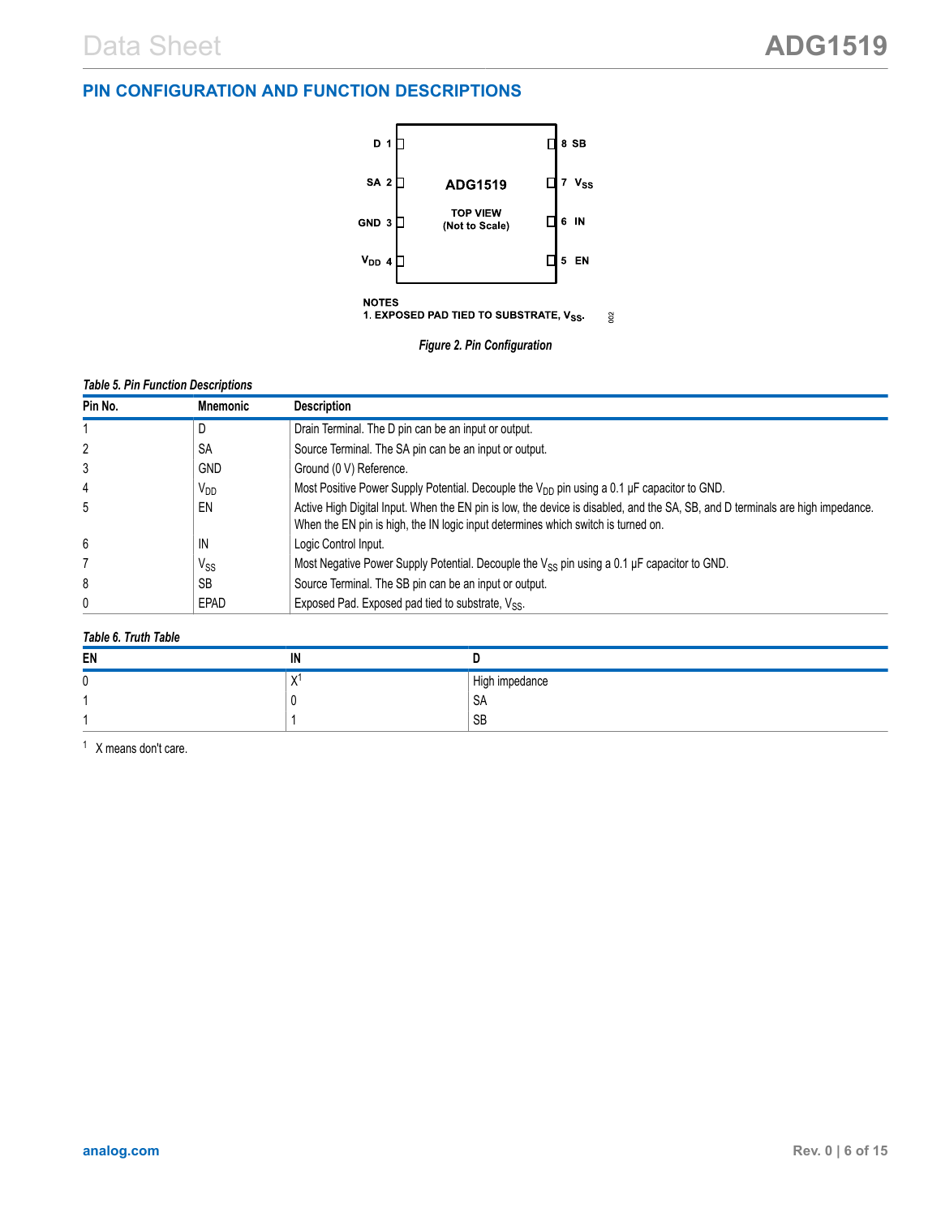## PIN CONFIGURATION AND FUNCTION DESCRIPTIONS

NOTES
1. EXPOSED PAD TIED TO SUBSTRATE, $V_{SS}$.

*Figure 2. Pin Configuration*

*Table 5. Pin Function Descriptions*

| Pin No. | Mnemonic | Description |
|---|---|---|
| 1 | D | Drain Terminal. The D pin can be an input or output. |
| 2 | SA | Source Terminal. The SA pin can be an input or output. |
| 3 | GND | Ground (0 V) Reference. |
| 4 | $V_{DD}$ | Most Positive Power Supply Potential. Decouple the $V_{DD}$ pin using a 0.1 μF capacitor to GND. |
| 5 | EN | Active High Digital Input. When the EN pin is low, the device is disabled, and the SA, SB, and D terminals are high impedance. When the EN pin is high, the IN logic input determines which switch is turned on. |
| 6 | IN | Logic Control Input. |
| 7 | $V_{SS}$ | Most Negative Power Supply Potential. Decouple the $V_{SS}$ pin using a 0.1 μF capacitor to GND. |
| 8 | SB | Source Terminal. The SB pin can be an input or output. |
| 0 | EPAD | Exposed Pad. Exposed pad tied to substrate, $V_{SS}$. |

*Table 6. Truth Table*

| EN | IN | D |
|---|---|---|
| 0 | X[1] | High impedance |
| 1 | 0 | SA |
| 1 | 1 | SB |

[1] X means don't care.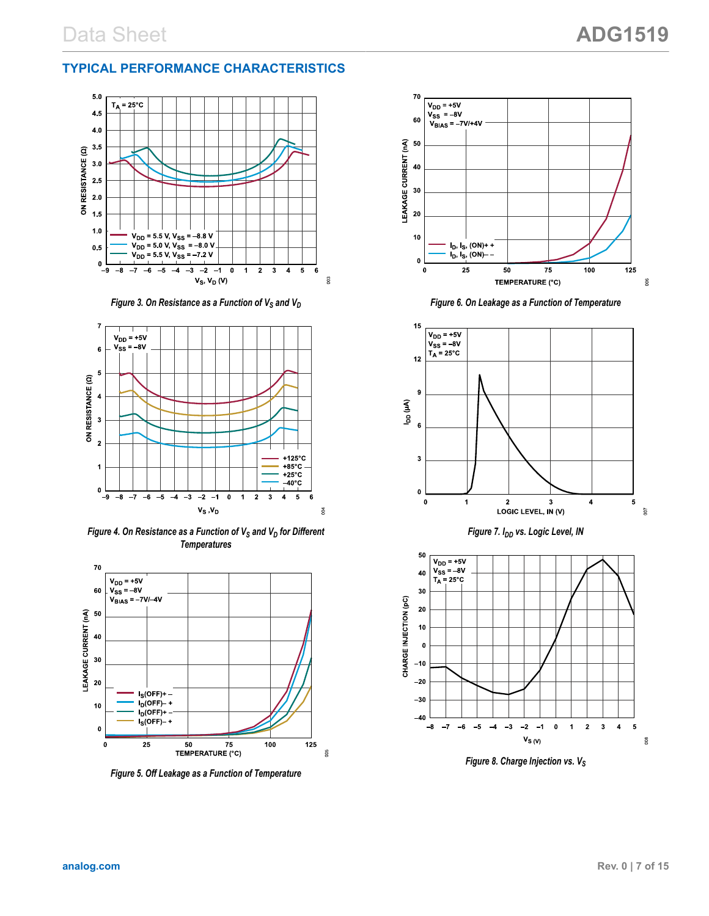## TYPICAL PERFORMANCE CHARACTERISTICS

*Figure 3. On Resistance as a Function of $V_S$ and $V_D$*

*Figure 4. On Resistance as a Function of $V_S$ and $V_D$ for Different Temperatures*

*Figure 5. Off Leakage as a Function of Temperature*

*Figure 6. On Leakage as a Function of Temperature*

*Figure 7. $I_{DD}$ vs. Logic Level, IN*

*Figure 8. Charge Injection vs. $V_S$*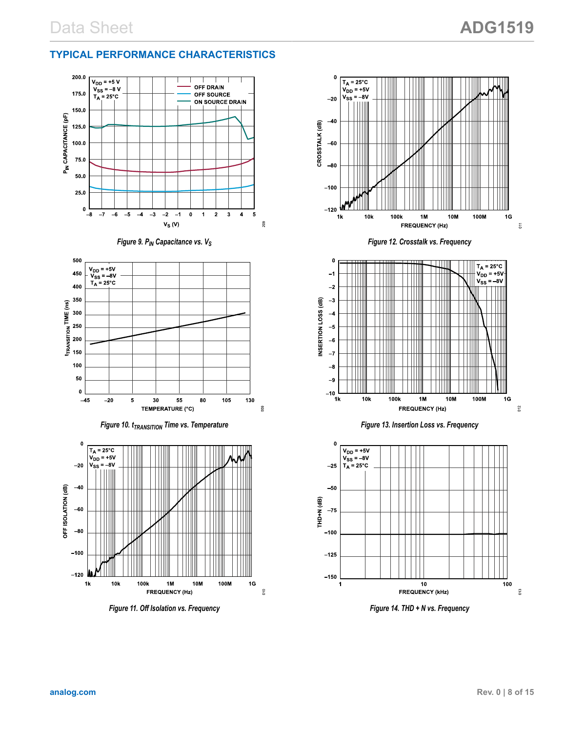## TYPICAL PERFORMANCE CHARACTERISTICS

*Figure 9. $P_{IN}$ Capacitance vs. $V_S$*

*Figure 10. $t_{TRANSITION}$ Time vs. Temperature*

*Figure 11. Off Isolation vs. Frequency*

*Figure 12. Crosstalk vs. Frequency*

*Figure 13. Insertion Loss vs. Frequency*

*Figure 14. THD + N vs. Frequency*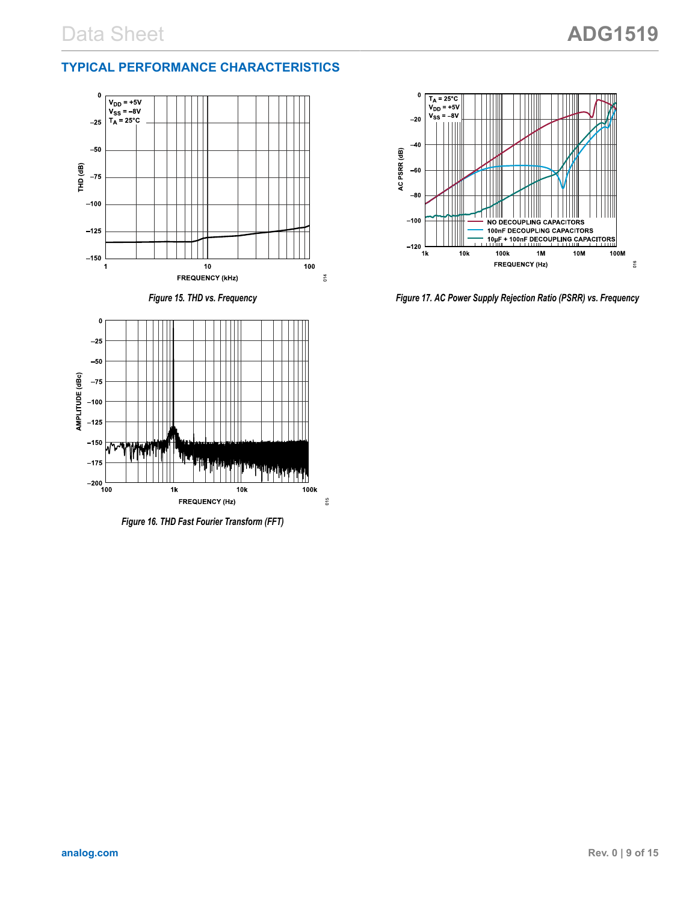## TYPICAL PERFORMANCE CHARACTERISTICS

Figure 15. THD vs. Frequency

Figure 16. THD Fast Fourier Transform (FFT)

Figure 17. AC Power Supply Rejection Ratio (PSRR) vs. Frequency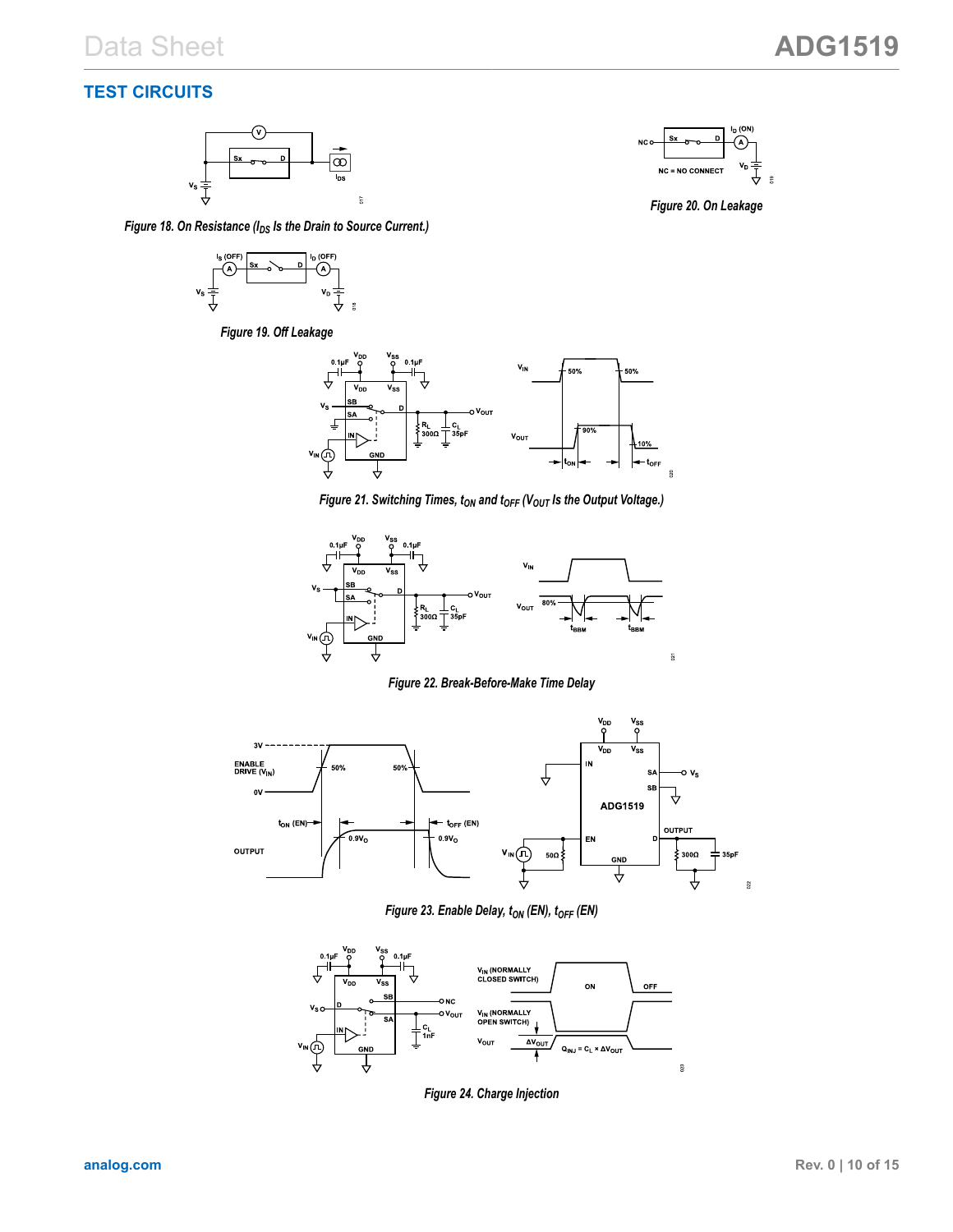## TEST CIRCUITS

Figure 18. On Resistance ($I_{DS}$ Is the Drain to Source Current.)

Figure 20. On Leakage

Figure 19. Off Leakage

Figure 21. Switching Times, $t_{ON}$ and $t_{OFF}$ ($V_{OUT}$ Is the Output Voltage.)

Figure 22. Break-Before-Make Time Delay

Figure 23. Enable Delay, $t_{ON}$ (EN), $t_{OFF}$ (EN)

Figure 24. Charge Injection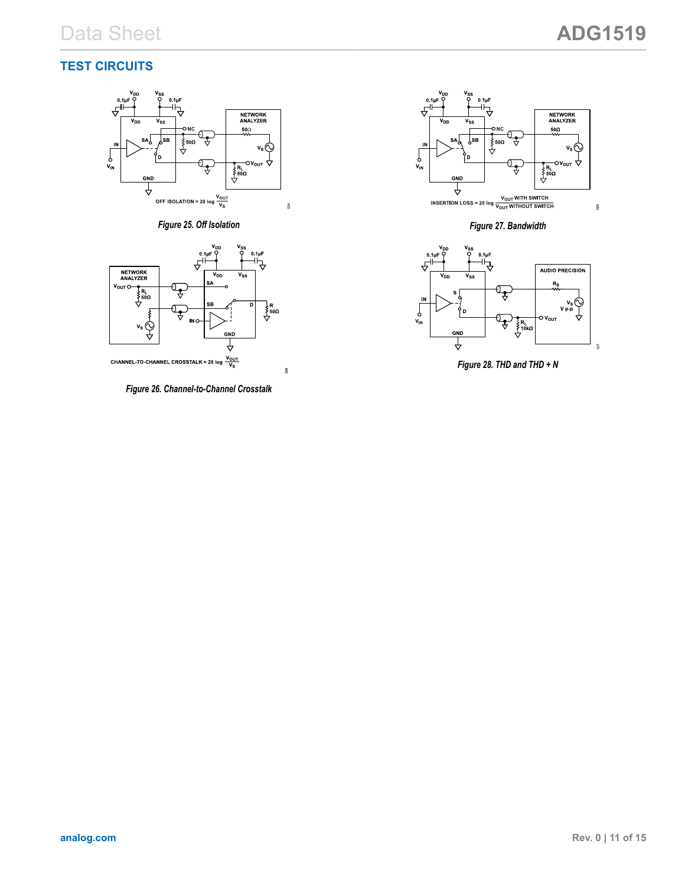## TEST CIRCUITS

$$\text{OFF ISOLATION} = 20 \log \frac{V_{OUT}}{V_S}$$

*Figure 25. Off Isolation*

$$\text{CHANNEL-TO-CHANNEL CROSSTALK} = 20 \log \frac{V_{OUT}}{V_S}$$

*Figure 26. Channel-to-Channel Crosstalk*

$$\text{INSERTION LOSS} = 20 \log \frac{V_{OUT} \text{ WITH SWITCH}}{V_{OUT} \text{ WITHOUT SWITCH}}$$

*Figure 27. Bandwidth*

*Figure 28. THD and THD + N*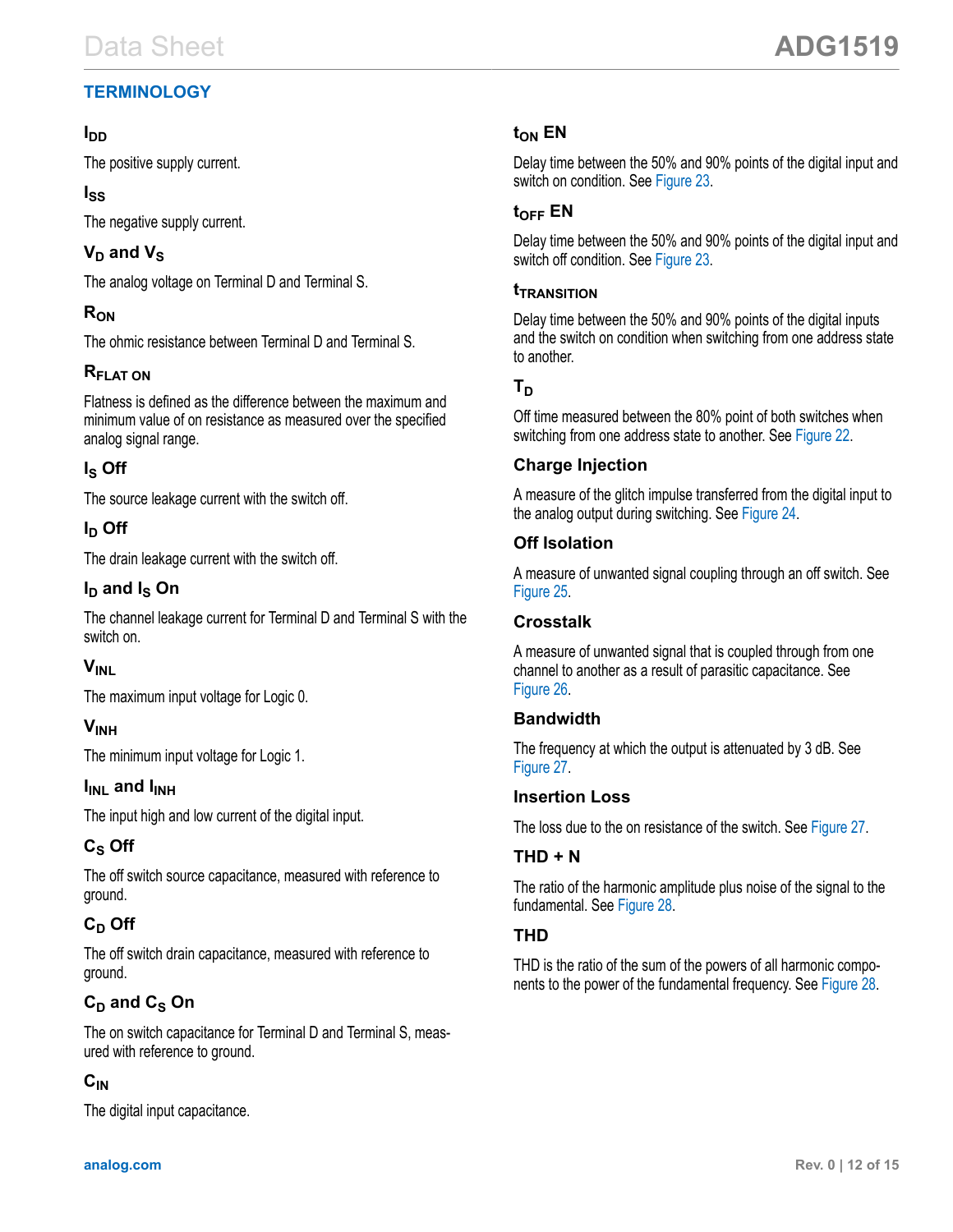## TERMINOLOGY

### $I_{DD}$

The positive supply current.

### $I_{SS}$

The negative supply current.

### $V_D$ and $V_S$

The analog voltage on Terminal D and Terminal S.

### $R_{ON}$

The ohmic resistance between Terminal D and Terminal S.

### $R_{FLAT\ ON}$

Flatness is defined as the difference between the maximum and minimum value of on resistance as measured over the specified analog signal range.

### $I_S$ Off

The source leakage current with the switch off.

### $I_D$ Off

The drain leakage current with the switch off.

### $I_D$ and $I_S$ On

The channel leakage current for Terminal D and Terminal S with the switch on.

### $V_{INL}$

The maximum input voltage for Logic 0.

### $V_{INH}$

The minimum input voltage for Logic 1.

### $I_{INL}$ and $I_{INH}$

The input high and low current of the digital input.

### $C_S$ Off

The off switch source capacitance, measured with reference to ground.

### $C_D$ Off

The off switch drain capacitance, measured with reference to ground.

### $C_D$ and $C_S$ On

The on switch capacitance for Terminal D and Terminal S, measured with reference to ground.

### $C_{IN}$

The digital input capacitance.

### $t_{ON}$ EN

Delay time between the 50% and 90% points of the digital input and switch on condition. See Figure 23.

### $t_{OFF}$ EN

Delay time between the 50% and 90% points of the digital input and switch off condition. See Figure 23.

### $t_{TRANSITION}$

Delay time between the 50% and 90% points of the digital inputs and the switch on condition when switching from one address state to another.

### $T_D$

Off time measured between the 80% point of both switches when switching from one address state to another. See Figure 22.

### Charge Injection

A measure of the glitch impulse transferred from the digital input to the analog output during switching. See Figure 24.

### Off Isolation

A measure of unwanted signal coupling through an off switch. See Figure 25.

### Crosstalk

A measure of unwanted signal that is coupled through from one channel to another as a result of parasitic capacitance. See Figure 26.

### Bandwidth

The frequency at which the output is attenuated by 3 dB. See Figure 27.

### Insertion Loss

The loss due to the on resistance of the switch. See Figure 27.

### THD + N

The ratio of the harmonic amplitude plus noise of the signal to the fundamental. See Figure 28.

### THD

THD is the ratio of the sum of the powers of all harmonic components to the power of the fundamental frequency. See Figure 28.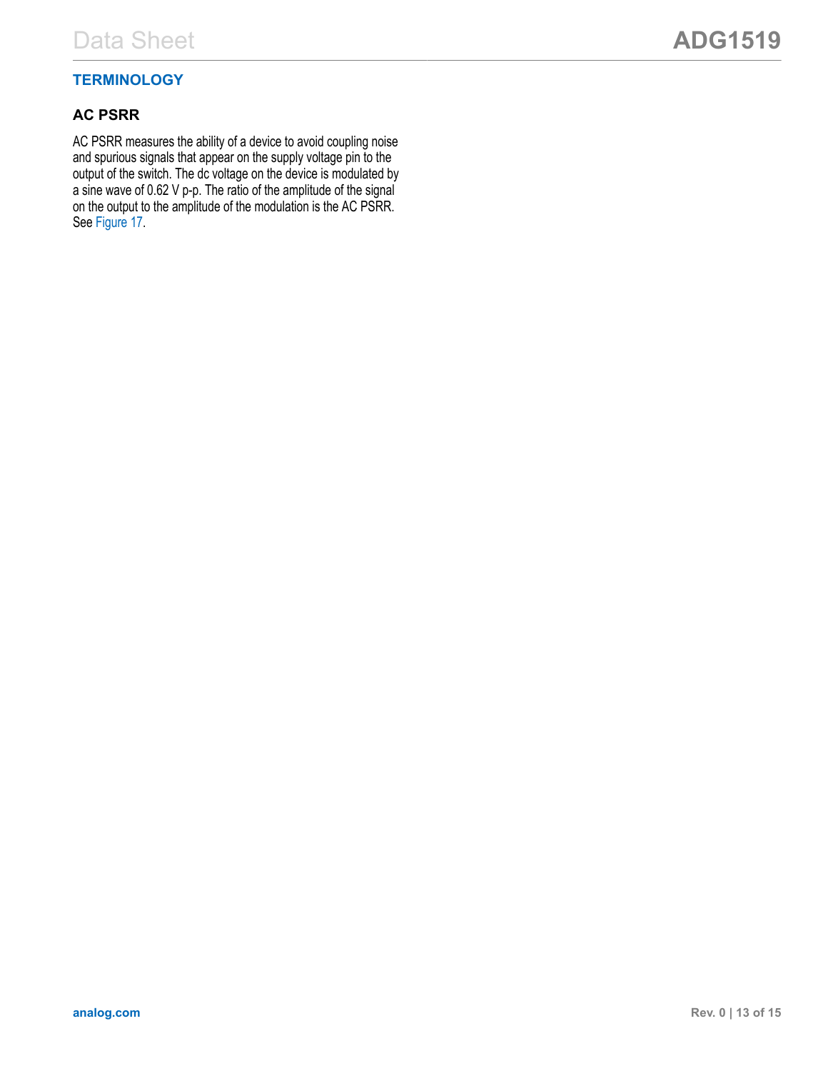## TERMINOLOGY

### AC PSRR

AC PSRR measures the ability of a device to avoid coupling noise and spurious signals that appear on the supply voltage pin to the output of the switch. The dc voltage on the device is modulated by a sine wave of 0.62 V p-p. The ratio of the amplitude of the signal on the output to the amplitude of the modulation is the AC PSRR. See Figure 17.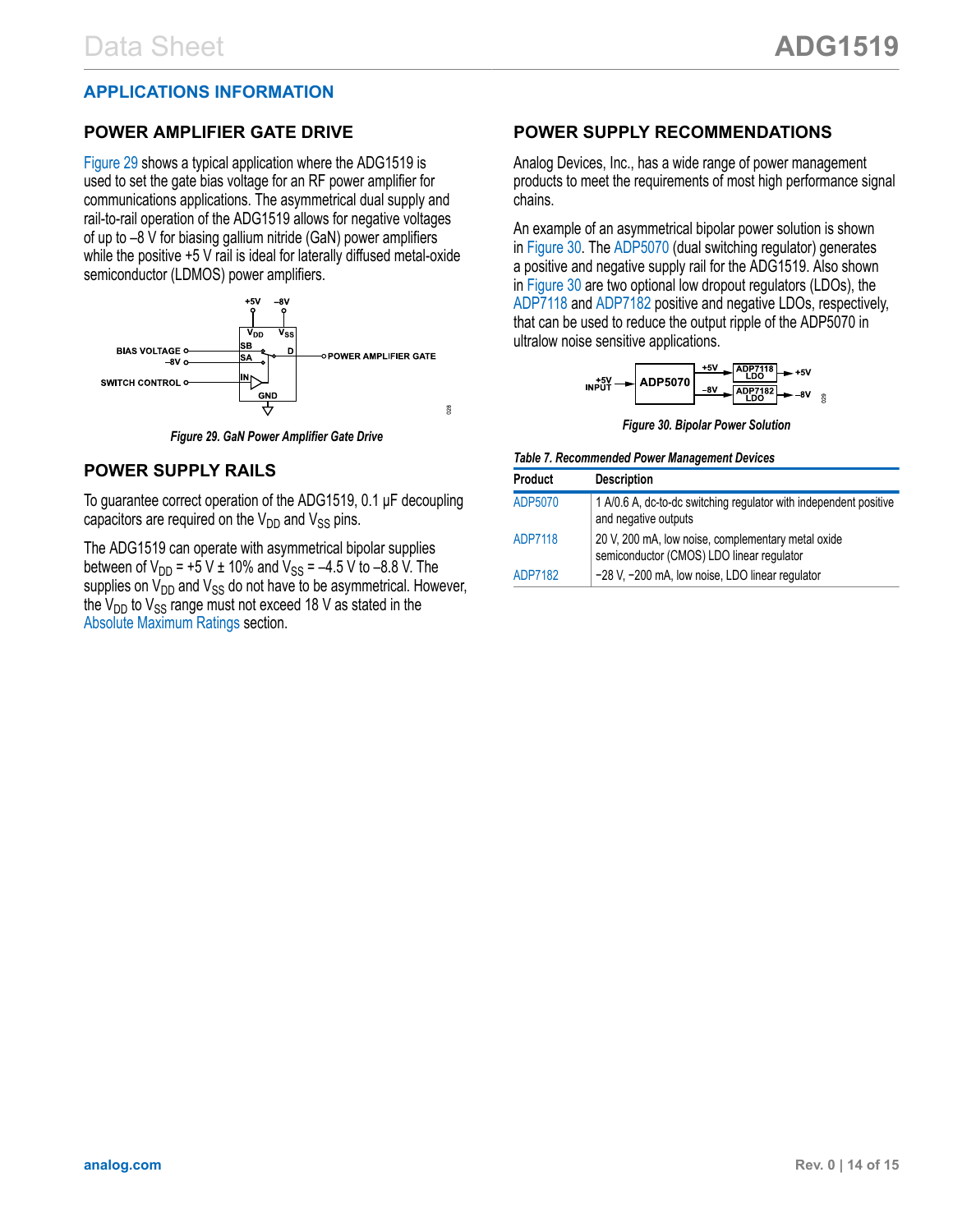## APPLICATIONS INFORMATION

### POWER AMPLIFIER GATE DRIVE

Figure 29 shows a typical application where the ADG1519 is used to set the gate bias voltage for an RF power amplifier for communications applications. The asymmetrical dual supply and rail-to-rail operation of the ADG1519 allows for negative voltages of up to −8 V for biasing gallium nitride (GaN) power amplifiers while the positive +5 V rail is ideal for laterally diffused metal-oxide semiconductor (LDMOS) power amplifiers.

*Figure 29. GaN Power Amplifier Gate Drive*

### POWER SUPPLY RAILS

To guarantee correct operation of the ADG1519, 0.1 µF decoupling capacitors are required on the $V_{DD}$ and $V_{SS}$ pins.

The ADG1519 can operate with asymmetrical bipolar supplies between of $V_{DD}$ = +5 V ± 10% and $V_{SS}$ = −4.5 V to −8.8 V. The supplies on $V_{DD}$ and $V_{SS}$ do not have to be asymmetrical. However, the $V_{DD}$ to $V_{SS}$ range must not exceed 18 V as stated in the Absolute Maximum Ratings section.

### POWER SUPPLY RECOMMENDATIONS

Analog Devices, Inc., has a wide range of power management products to meet the requirements of most high performance signal chains.

An example of an asymmetrical bipolar power solution is shown in Figure 30. The ADP5070 (dual switching regulator) generates a positive and negative supply rail for the ADG1519. Also shown in Figure 30 are two optional low dropout regulators (LDOs), the ADP7118 and ADP7182 positive and negative LDOs, respectively, that can be used to reduce the output ripple of the ADP5070 in ultralow noise sensitive applications.

*Figure 30. Bipolar Power Solution*

*Table 7. Recommended Power Management Devices*

| Product | Description |
|---|---|
| ADP5070 | 1 A/0.6 A, dc-to-dc switching regulator with independent positive and negative outputs |
| ADP7118 | 20 V, 200 mA, low noise, complementary metal oxide semiconductor (CMOS) LDO linear regulator |
| ADP7182 | −28 V, −200 mA, low noise, LDO linear regulator |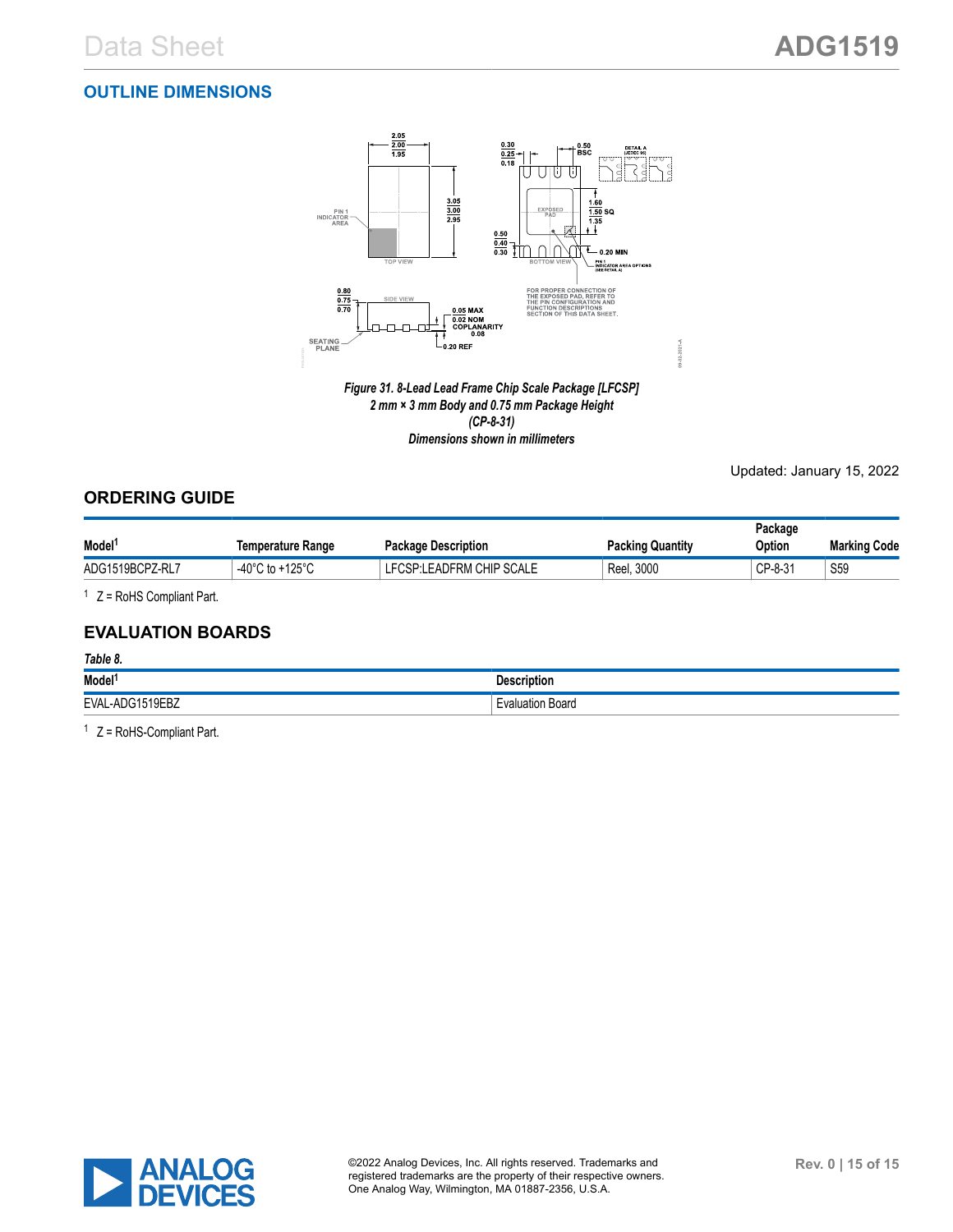## OUTLINE DIMENSIONS

2.05
2.00
1.95

3.05
3.00
2.95

PIN 1 INDICATOR AREA

TOP VIEW

0.30
0.25
0.18

0.50 BSC

DETAIL A (JEDEC 95)

EXPOSED PAD

1.60
1.50 SQ
1.35

0.50
0.40
0.30

0.20 MIN

BOTTOM VIEW

PIN 1 INDICATOR AREA OPTIONS (SEE DETAIL A)

0.80
0.75
0.70

SIDE VIEW

0.05 MAX
0.02 NOM
COPLANARITY
0.08

SEATING PLANE

0.20 REF

FOR PROPER CONNECTION OF THE EXPOSED PAD, REFER TO THE PIN CONFIGURATION AND FUNCTION DESCRIPTIONS SECTION OF THIS DATA SHEET.

*Figure 31. 8-Lead Lead Frame Chip Scale Package [LFCSP]*
*2 mm × 3 mm Body and 0.75 mm Package Height*
*(CP-8-31)*
*Dimensions shown in millimeters*

Updated: January 15, 2022

## ORDERING GUIDE

| Model[1] | Temperature Range | Package Description | Packing Quantity | Package Option | Marking Code |
|---|---|---|---|---|---|
| ADG1519BCPZ-RL7 | -40°C to +125°C | LFCSP:LEADFRM CHIP SCALE | Reel, 3000 | CP-8-31 | S59 |

[1] Z = RoHS Compliant Part.

## EVALUATION BOARDS

*Table 8.*

| Model[1] | Description |
|---|---|
| EVAL-ADG1519EBZ | Evaluation Board |

[1] Z = RoHS-Compliant Part.

©2022 Analog Devices, Inc. All rights reserved. Trademarks and registered trademarks are the property of their respective owners. One Analog Way, Wilmington, MA 01887-2356, U.S.A.